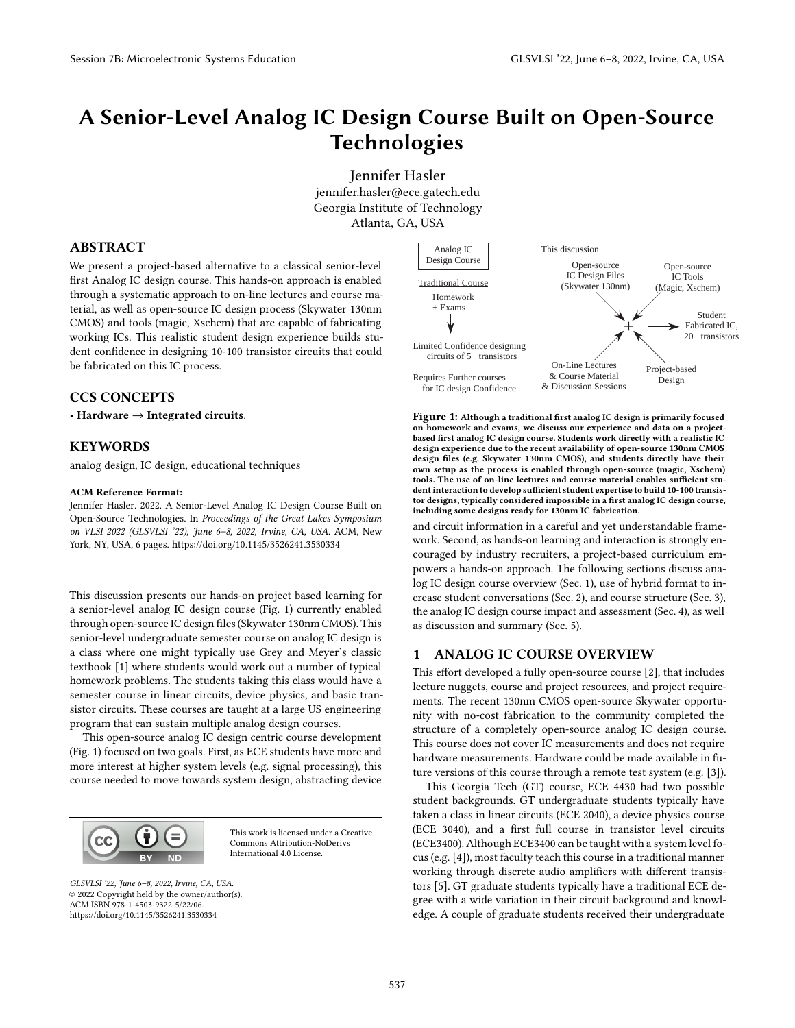# A Senior-Level Analog IC Design Course Built on Open-Source Technologies

Jennifer Hasler
jennifer.hasler@ece.gatech.edu
Georgia Institute of Technology
Atlanta, GA, USA

## ABSTRACT

We present a project-based alternative to a classical senior-level first Analog IC design course. This hands-on approach is enabled through a systematic approach to on-line lectures and course material, as well as open-source IC design process (Skywater 130nm CMOS) and tools (magic, Xschem) that are capable of fabricating working ICs. This realistic student design experience builds student confidence in designing 10-100 transistor circuits that could be fabricated on this IC process.

## CCS CONCEPTS

• **Hardware → Integrated circuits**.

## KEYWORDS

analog design, IC design, educational techniques

**ACM Reference Format:**
Jennifer Hasler. 2022. A Senior-Level Analog IC Design Course Built on Open-Source Technologies. In *Proceedings of the Great Lakes Symposium on VLSI 2022 (GLSVLSI '22), June 6–8, 2022, Irvine, CA, USA.* ACM, New York, NY, USA, 6 pages. https://doi.org/10.1145/3526241.3530334

This discussion presents our hands-on project based learning for a senior-level analog IC design course (Fig. 1) currently enabled through open-source IC design files (Skywater 130nm CMOS). This senior-level undergraduate semester course on analog IC design is a class where one might typically use Grey and Meyer's classic textbook [1] where students would work out a number of typical homework problems. The students taking this class would have a semester course in linear circuits, device physics, and basic transistor circuits. These courses are taught at a large US engineering program that can sustain multiple analog design courses.

This open-source analog IC design centric course development (Fig. 1) focused on two goals. First, as ECE students have more and more interest at higher system levels (e.g. signal processing), this course needed to move towards system design, abstracting device and circuit information in a careful and yet understandable framework. Second, as hands-on learning and interaction is strongly encouraged by industry recruiters, a project-based curriculum empowers a hands-on approach. The following sections discuss analog IC design course overview (Sec. 1), use of hybrid format to increase student conversations (Sec. 2), and course structure (Sec. 3), the analog IC design course impact and assessment (Sec. 4), as well as discussion and summary (Sec. 5).

Analog IC Design Course

Traditional Course: Homework + Exams → Limited Confidence designing circuits of 5+ transistors; Requires Further courses for IC design Confidence

This discussion: Open-source IC Design Files (Skywater 130nm) + Open-source IC Tools (Magic, Xschem) + On-Line Lectures & Course Material & Discussion Sessions + Project-based Design → Student Fabricated IC, 20+ transistors

**Figure 1: Although a traditional first analog IC design is primarily focused on homework and exams, we discuss our experience and data on a project-based first analog IC design course. Students work directly with a realistic IC design experience due to the recent availability of open-source 130nm CMOS design files (e.g. Skywater 130nm CMOS), and students directly have their own setup as the process is enabled through open-source (magic, Xschem) tools. The use of on-line lectures and course material enables sufficient student interaction to develop sufficient student expertise to build 10-100 transistor designs, typically considered impossible in a first analog IC design course, including some designs ready for 130nm IC fabrication.**

## 1 ANALOG IC COURSE OVERVIEW

This effort developed a fully open-source course [2], that includes lecture nuggets, course and project resources, and project requirements. The recent 130nm CMOS open-source Skywater opportunity with no-cost fabrication to the community completed the structure of a completely open-source analog IC design course. This course does not cover IC measurements and does not require hardware measurements. Hardware could be made available in future versions of this course through a remote test system (e.g. [3]).

This Georgia Tech (GT) course, ECE 4430 had two possible student backgrounds. GT undergraduate students typically have taken a class in linear circuits (ECE 2040), a device physics course (ECE 3040), and a first full course in transistor level circuits (ECE3400). Although ECE3400 can be taught with a system level focus (e.g. [4]), most faculty teach this course in a traditional manner working through discrete audio amplifiers with different transistors [5]. GT graduate students typically have a traditional ECE degree with a wide variation in their circuit background and knowledge. A couple of graduate students received their undergraduate

This work is licensed under a Creative Commons Attribution-NoDerivs International 4.0 License.

*GLSVLSI '22, June 6–8, 2022, Irvine, CA, USA.*
© 2022 Copyright held by the owner/author(s).
ACM ISBN 978-1-4503-9322-5/22/06.
https://doi.org/10.1145/3526241.3530334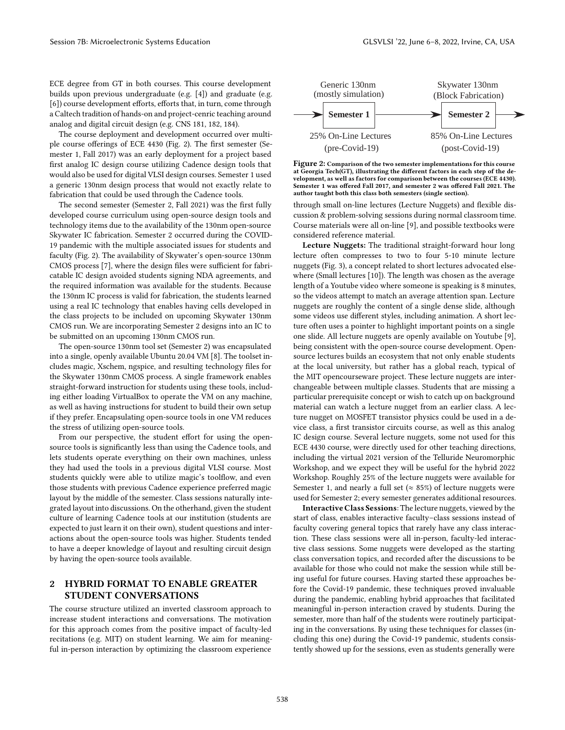ECE degree from GT in both courses. This course development builds upon previous undergraduate (e.g. [4]) and graduate (e.g. [6]) course development efforts, efforts that, in turn, come through a Caltech tradition of hands-on and project-cenric teaching around analog and digital circuit design (e.g. CNS 181, 182, 184).

The course deployment and development occurred over multiple course offerings of ECE 4430 (Fig. 2). The first semester (Semester 1, Fall 2017) was an early deployment for a project based first analog IC design course utilizing Cadence design tools that would also be used for digital VLSI design courses. Semester 1 used a generic 130nm design process that would not exactly relate to fabrication that could be used through the Cadence tools.

The second semester (Semester 2, Fall 2021) was the first fully developed course curriculum using open-source design tools and technology items due to the availability of the 130nm open-source Skywater IC fabrication. Semester 2 occurred during the COVID-19 pandemic with the multiple associated issues for students and faculty (Fig. 2). The availability of Skywater's open-source 130nm CMOS process [7], where the design files were sufficient for fabricatable IC design avoided students signing NDA agreements, and the required information was available for the students. Because the 130nm IC process is valid for fabrication, the students learned using a real IC technology that enables having cells developed in the class projects to be included on upcoming Skywater 130nm CMOS run. We are incorporating Semester 2 designs into an IC to be submitted on an upcoming 130nm CMOS run.

The open-source 130nm tool set (Semester 2) was encapsulated into a single, openly available Ubuntu 20.04 VM [8]. The toolset includes magic, Xschem, ngspice, and resulting technology files for the Skywater 130nm CMOS process. A single framework enables straight-forward instruction for students using these tools, including either loading VirtualBox to operate the VM on any machine, as well as having instructions for student to build their own setup if they prefer. Encapsulating open-source tools in one VM reduces the stress of utilizing open-source tools.

From our perspective, the student effort for using the open-source tools is significantly less than using the Cadence tools, and lets students operate everything on their own machines, unless they had used the tools in a previous digital VLSI course. Most students quickly were able to utilize magic's toolflow, and even those students with previous Cadence experience preferred magic layout by the middle of the semester. Class sessions naturally integrated layout into discussions. On the otherhand, given the student culture of learning Cadence tools at our institution (students are expected to just learn it on their own), student questions and interactions about the open-source tools was higher. Students tended to have a deeper knowledge of layout and resulting circuit design by having the open-source tools available.

## 2 HYBRID FORMAT TO ENABLE GREATER STUDENT CONVERSATIONS

The course structure utilized an inverted classroom approach to increase student interactions and conversations. The motivation for this approach comes from the positive impact of faculty-led recitations (e.g. MIT) on student learning. We aim for meaningful in-person interaction by optimizing the classroom experience through small on-line lectures (Lecture Nuggets) and flexible discussion & problem-solving sessions during normal classroom time. Course materials were all on-line [9], and possible textbooks were considered reference material.

| | Semester 1 | Semester 2 |
|---|---|---|
| Process | Generic 130nm (mostly simulation) | Skywater 130nm (Block Fabrication) |
| Lectures | 25% On-Line Lectures (pre-Covid-19) | 85% On-Line Lectures (post-Covid-19) |

**Figure 2:** Comparison of the two semester implementations for this course at Georgia Tech(GT), illustrating the different factors in each step of the development, as well as factors for comparison between the courses (ECE 4430). Semester 1 was offered Fall 2017, and semester 2 was offered Fall 2021. The author taught both this class both semesters (single section).

**Lecture Nuggets:** The traditional straight-forward hour long lecture often compresses to two to four 5-10 minute lecture nuggets (Fig. 3), a concept related to short lectures advocated elsewhere (Small lectures [10]). The length was chosen as the average length of a Youtube video where someone is speaking is 8 minutes, so the videos attempt to match an average attention span. Lecture nuggets are roughly the content of a single dense slide, although some videos use different styles, including animation. A short lecture often uses a pointer to highlight important points on a single one slide. All lecture nuggets are openly available on Youtube [9], being consistent with the open-source course development. Open-source lectures builds an ecosystem that not only enable students at the local university, but rather has a global reach, typical of the MIT opencourseware project. These lecture nuggets are interchangeable between multiple classes. Students that are missing a particular prerequisite concept or wish to catch up on background material can watch a lecture nugget from an earlier class. A lecture nugget on MOSFET transistor physics could be used in a device class, a first transistor circuits course, as well as this analog IC design course. Several lecture nuggets, some not used for this ECE 4430 course, were directly used for other teaching directions, including the virtual 2021 version of the Telluride Neuromorphic Workshop, and we expect they will be useful for the hybrid 2022 Workshop. Roughly 25% of the lecture nuggets were available for Semester 1, and nearly a full set ($\approx$ 85%) of lecture nuggets were used for Semester 2; every semester generates additional resources.

**Interactive Class Sessions**: The lecture nuggets, viewed by the start of class, enables interactive faculty–class sessions instead of faculty covering general topics that rarely have any class interaction. These class sessions were all in-person, faculty-led interactive class sessions. Some nuggets were developed as the starting class conversation topics, and recorded after the discussions to be available for those who could not make the session while still being useful for future courses. Having started these approaches before the Covid-19 pandemic, these techniques proved invaluable during the pandemic, enabling hybrid approaches that facilitated meaningful in-person interaction craved by students. During the semester, more than half of the students were routinely participating in the conversations. By using these techniques for classes (including this one) during the Covid-19 pandemic, students consistently showed up for the sessions, even as students generally were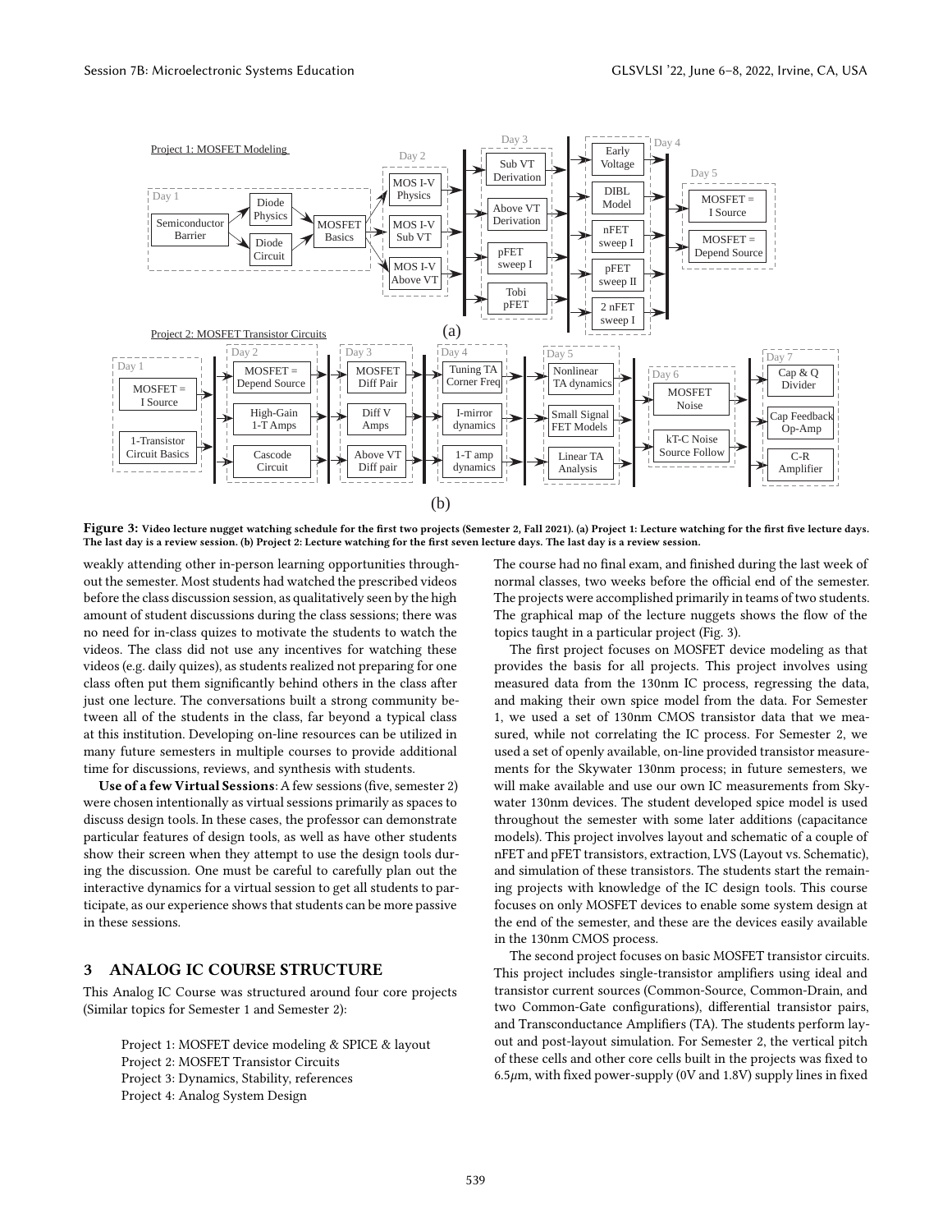Figure 3: Video lecture nugget watching schedule for the first two projects (Semester 2, Fall 2021). (a) Project 1: Lecture watching for the first five lecture days. The last day is a review session. (b) Project 2: Lecture watching for the first seven lecture days. The last day is a review session.

weakly attending other in-person learning opportunities throughout the semester. Most students had watched the prescribed videos before the class discussion session, as qualitatively seen by the high amount of student discussions during the class sessions; there was no need for in-class quizes to motivate the students to watch the videos. The class did not use any incentives for watching these videos (e.g. daily quizes), as students realized not preparing for one class often put them significantly behind others in the class after just one lecture. The conversations built a strong community between all of the students in the class, far beyond a typical class at this institution. Developing on-line resources can be utilized in many future semesters in multiple courses to provide additional time for discussions, reviews, and synthesis with students.

**Use of a few Virtual Sessions**: A few sessions (five, semester 2) were chosen intentionally as virtual sessions primarily as spaces to discuss design tools. In these cases, the professor can demonstrate particular features of design tools, as well as have other students show their screen when they attempt to use the design tools during the discussion. One must be careful to carefully plan out the interactive dynamics for a virtual session to get all students to participate, as our experience shows that students can be more passive in these sessions.

## 3 ANALOG IC COURSE STRUCTURE

This Analog IC Course was structured around four core projects (Similar topics for Semester 1 and Semester 2):

Project 1: MOSFET device modeling & SPICE & layout
Project 2: MOSFET Transistor Circuits
Project 3: Dynamics, Stability, references
Project 4: Analog System Design

The course had no final exam, and finished during the last week of normal classes, two weeks before the official end of the semester. The projects were accomplished primarily in teams of two students. The graphical map of the lecture nuggets shows the flow of the topics taught in a particular project (Fig. 3).

The first project focuses on MOSFET device modeling as that provides the basis for all projects. This project involves using measured data from the 130nm IC process, regressing the data, and making their own spice model from the data. For Semester 1, we used a set of 130nm CMOS transistor data that we measured, while not correlating the IC process. For Semester 2, we used a set of openly available, on-line provided transistor measurements for the Skywater 130nm process; in future semesters, we will make available and use our own IC measurements from Skywater 130nm devices. The student developed spice model is used throughout the semester with some later additions (capacitance models). This project involves layout and schematic of a couple of nFET and pFET transistors, extraction, LVS (Layout vs. Schematic), and simulation of these transistors. The students start the remaining projects with knowledge of the IC design tools. This course focuses on only MOSFET devices to enable some system design at the end of the semester, and these are the devices easily available in the 130nm CMOS process.

The second project focuses on basic MOSFET transistor circuits. This project includes single-transistor amplifiers using ideal and transistor current sources (Common-Source, Common-Drain, and two Common-Gate configurations), differential transistor pairs, and Transconductance Amplifiers (TA). The students perform layout and post-layout simulation. For Semester 2, the vertical pitch of these cells and other core cells built in the projects was fixed to 6.5$\mu$m, with fixed power-supply (0V and 1.8V) supply lines in fixed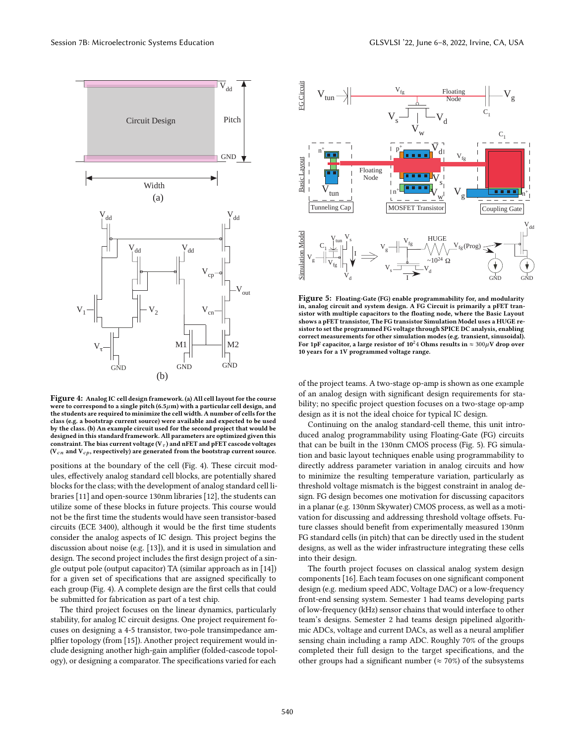**Figure 4: Analog IC cell design framework. (a) All cell layout for the course were to correspond to a single pitch (6.5$\mu$m) with a particular cell design, and the students are required to minimize the cell width. A number of cells for the class (e.g. a bootstrap current source) were available and expected to be used by the class. (b) An example circuit used for the second project that would be designed in this standard framework. All parameters are optimized given this constraint. The bias current voltage ($V_\tau$) and nFET and pFET cascode voltages ($V_{cn}$ and $V_{cp}$, respectively) are generated from the bootstrap current source.**

**Figure 5: Floating-Gate (FG) enable programmability for, and modularity in, analog circuit and system design. A FG Circuit is primarily a pFET transistor with multiple capacitors to the floating node, where the Basic Layout shows a pFET transistor, The FG transistor Simulation Model uses a HUGE resistor to set the programmed FG voltage through SPICE DC analysis, enabling correct measurements for other simulation modes (e.g. transient, sinusoidal). For 1pF capacitor, a large resistor of $10^24$ Ohms results in $\approx 300\mu$V drop over 10 years for a 1V programmed voltage range.**

positions at the boundary of the cell (Fig. 4). These circuit modules, effectively analog standard cell blocks, are potentially shared blocks for the class; with the development of analog standard cell libraries [11] and open-source 130nm libraries [12], the students can utilize some of these blocks in future projects. This course would not be the first time the students would have seen transistor-based circuits (ECE 3400), although it would be the first time students consider the analog aspects of IC design. This project begins the discussion about noise (e.g. [13]), and it is used in simulation and design. The second project includes the first design project of a single output pole (output capacitor) TA (similar approach as in [14]) for a given set of specifications that are assigned specifically to each group (Fig. 4). A complete design are the first cells that could be submitted for fabrication as part of a test chip.

The third project focuses on the linear dynamics, particularly stability, for analog IC circuit designs. One project requirement focuses on designing a 4-5 transistor, two-pole transimpedance amplfier topology (from [15]). Another project requirement would include designing another high-gain amplifier (folded-cascode topology), or designing a comparator. The specifications varied for each of the project teams. A two-stage op-amp is shown as one example of an analog design with significant design requirements for stability; no specific project question focuses on a two-stage op-amp design as it is not the ideal choice for typical IC design.

Continuing on the analog standard-cell theme, this unit introduced analog programmability using Floating-Gate (FG) circuits that can be built in the 130nm CMOS process (Fig. 5). FG simulation and basic layout techniques enable using programmability to directly address parameter variation in analog circuits and how to minimize the resulting temperature variation, particularly as threshold voltage mismatch is the biggest constraint in analog design. FG design becomes one motivation for discussing capacitors in a planar (e.g. 130nm Skywater) CMOS process, as well as a motivation for discussing and addressing threshold voltage offsets. Future classes should benefit from experimentally measured 130nm FG standard cells (in pitch) that can be directly used in the student designs, as well as the wider infrastructure integrating these cells into their design.

The fourth project focuses on classical analog system design components [16]. Each team focuses on one significant component design (e.g. medium speed ADC, Voltage DAC) or a low-frequency front-end sensing system. Semester 1 had teams developing parts of low-frequency (kHz) sensor chains that would interface to other team's designs. Semester 2 had teams design pipelined algorithmic ADCs, voltage and current DACs, as well as a neural amplifier sensing chain including a ramp ADC. Roughly 70% of the groups completed their full design to the target specifications, and the other groups had a significant number ($\approx$ 70%) of the subsystems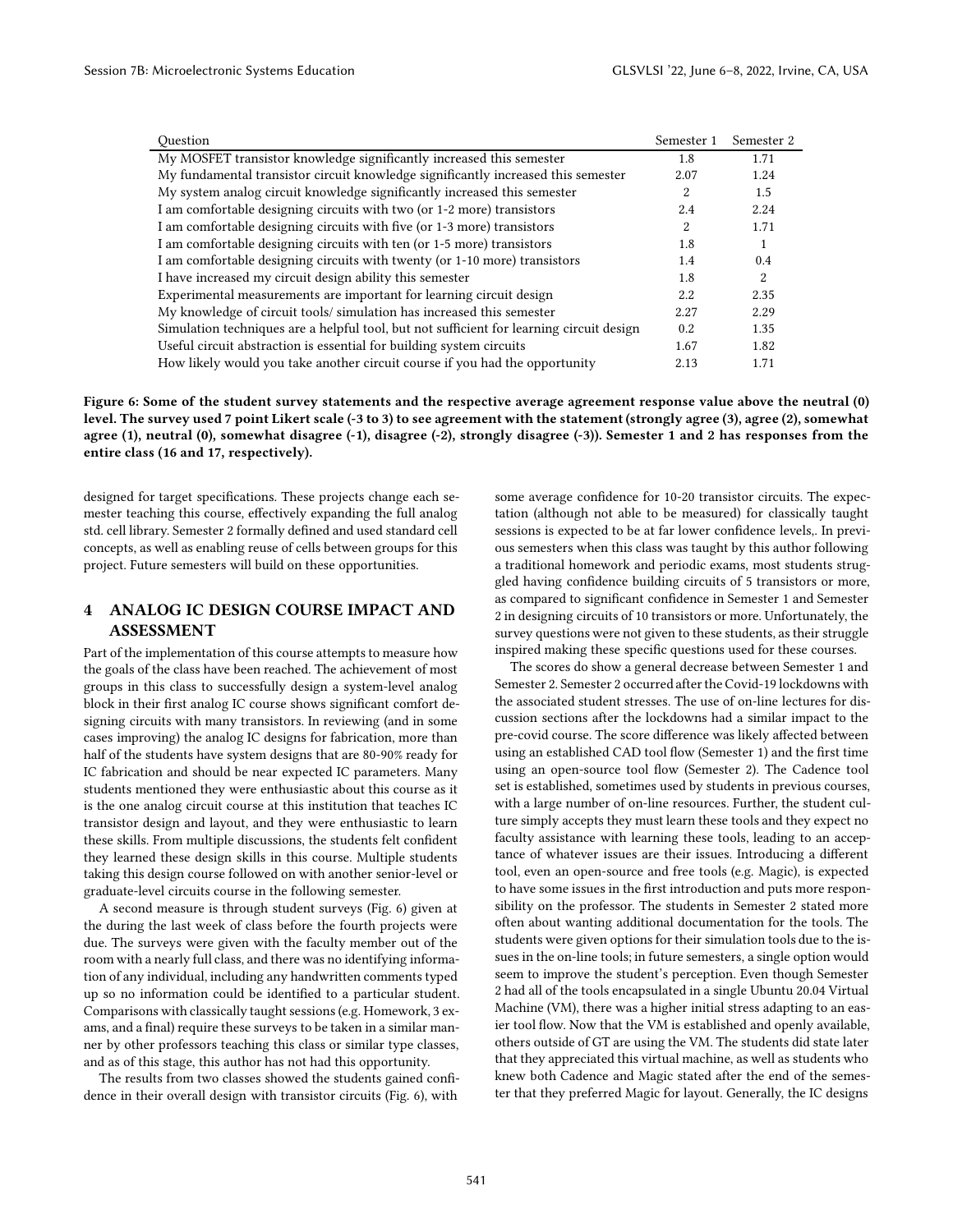| Question | Semester 1 | Semester 2 |
|---|---|---|
| My MOSFET transistor knowledge significantly increased this semester | 1.8 | 1.71 |
| My fundamental transistor circuit knowledge significantly increased this semester | 2.07 | 1.24 |
| My system analog circuit knowledge significantly increased this semester | 2 | 1.5 |
| I am comfortable designing circuits with two (or 1-2 more) transistors | 2.4 | 2.24 |
| I am comfortable designing circuits with five (or 1-3 more) transistors | 2 | 1.71 |
| I am comfortable designing circuits with ten (or 1-5 more) transistors | 1.8 | 1 |
| I am comfortable designing circuits with twenty (or 1-10 more) transistors | 1.4 | 0.4 |
| I have increased my circuit design ability this semester | 1.8 | 2 |
| Experimental measurements are important for learning circuit design | 2.2 | 2.35 |
| My knowledge of circuit tools/ simulation has increased this semester | 2.27 | 2.29 |
| Simulation techniques are a helpful tool, but not sufficient for learning circuit design | 0.2 | 1.35 |
| Useful circuit abstraction is essential for building system circuits | 1.67 | 1.82 |
| How likely would you take another circuit course if you had the opportunity | 2.13 | 1.71 |

**Figure 6: Some of the student survey statements and the respective average agreement response value above the neutral (0) level. The survey used 7 point Likert scale (-3 to 3) to see agreement with the statement (strongly agree (3), agree (2), somewhat agree (1), neutral (0), somewhat disagree (-1), disagree (-2), strongly disagree (-3)). Semester 1 and 2 has responses from the entire class (16 and 17, respectively).**

designed for target specifications. These projects change each semester teaching this course, effectively expanding the full analog std. cell library. Semester 2 formally defined and used standard cell concepts, as well as enabling reuse of cells between groups for this project. Future semesters will build on these opportunities.

## 4 ANALOG IC DESIGN COURSE IMPACT AND ASSESSMENT

Part of the implementation of this course attempts to measure how the goals of the class have been reached. The achievement of most groups in this class to successfully design a system-level analog block in their first analog IC course shows significant comfort designing circuits with many transistors. In reviewing (and in some cases improving) the analog IC designs for fabrication, more than half of the students have system designs that are 80-90% ready for IC fabrication and should be near expected IC parameters. Many students mentioned they were enthusiastic about this course as it is the one analog circuit course at this institution that teaches IC transistor design and layout, and they were enthusiastic to learn these skills. From multiple discussions, the students felt confident they learned these design skills in this course. Multiple students taking this design course followed on with another senior-level or graduate-level circuits course in the following semester.

A second measure is through student surveys (Fig. 6) given at the during the last week of class before the fourth projects were due. The surveys were given with the faculty member out of the room with a nearly full class, and there was no identifying information of any individual, including any handwritten comments typed up so no information could be identified to a particular student. Comparisons with classically taught sessions (e.g. Homework, 3 exams, and a final) require these surveys to be taken in a similar manner by other professors teaching this class or similar type classes, and as of this stage, this author has not had this opportunity.

The results from two classes showed the students gained confidence in their overall design with transistor circuits (Fig. 6), with some average confidence for 10-20 transistor circuits. The expectation (although not able to be measured) for classically taught sessions is expected to be at far lower confidence levels,. In previous semesters when this class was taught by this author following a traditional homework and periodic exams, most students struggled having confidence building circuits of 5 transistors or more, as compared to significant confidence in Semester 1 and Semester 2 in designing circuits of 10 transistors or more. Unfortunately, the survey questions were not given to these students, as their struggle inspired making these specific questions used for these courses.

The scores do show a general decrease between Semester 1 and Semester 2. Semester 2 occurred after the Covid-19 lockdowns with the associated student stresses. The use of on-line lectures for discussion sections after the lockdowns had a similar impact to the pre-covid course. The score difference was likely affected between using an established CAD tool flow (Semester 1) and the first time using an open-source tool flow (Semester 2). The Cadence tool set is established, sometimes used by students in previous courses, with a large number of on-line resources. Further, the student culture simply accepts they must learn these tools and they expect no faculty assistance with learning these tools, leading to an acceptance of whatever issues are their issues. Introducing a different tool, even an open-source and free tools (e.g. Magic), is expected to have some issues in the first introduction and puts more responsibility on the professor. The students in Semester 2 stated more often about wanting additional documentation for the tools. The students were given options for their simulation tools due to the issues in the on-line tools; in future semesters, a single option would seem to improve the student's perception. Even though Semester 2 had all of the tools encapsulated in a single Ubuntu 20.04 Virtual Machine (VM), there was a higher initial stress adapting to an easier tool flow. Now that the VM is established and openly available, others outside of GT are using the VM. The students did state later that they appreciated this virtual machine, as well as students who knew both Cadence and Magic stated after the end of the semester that they preferred Magic for layout. Generally, the IC designs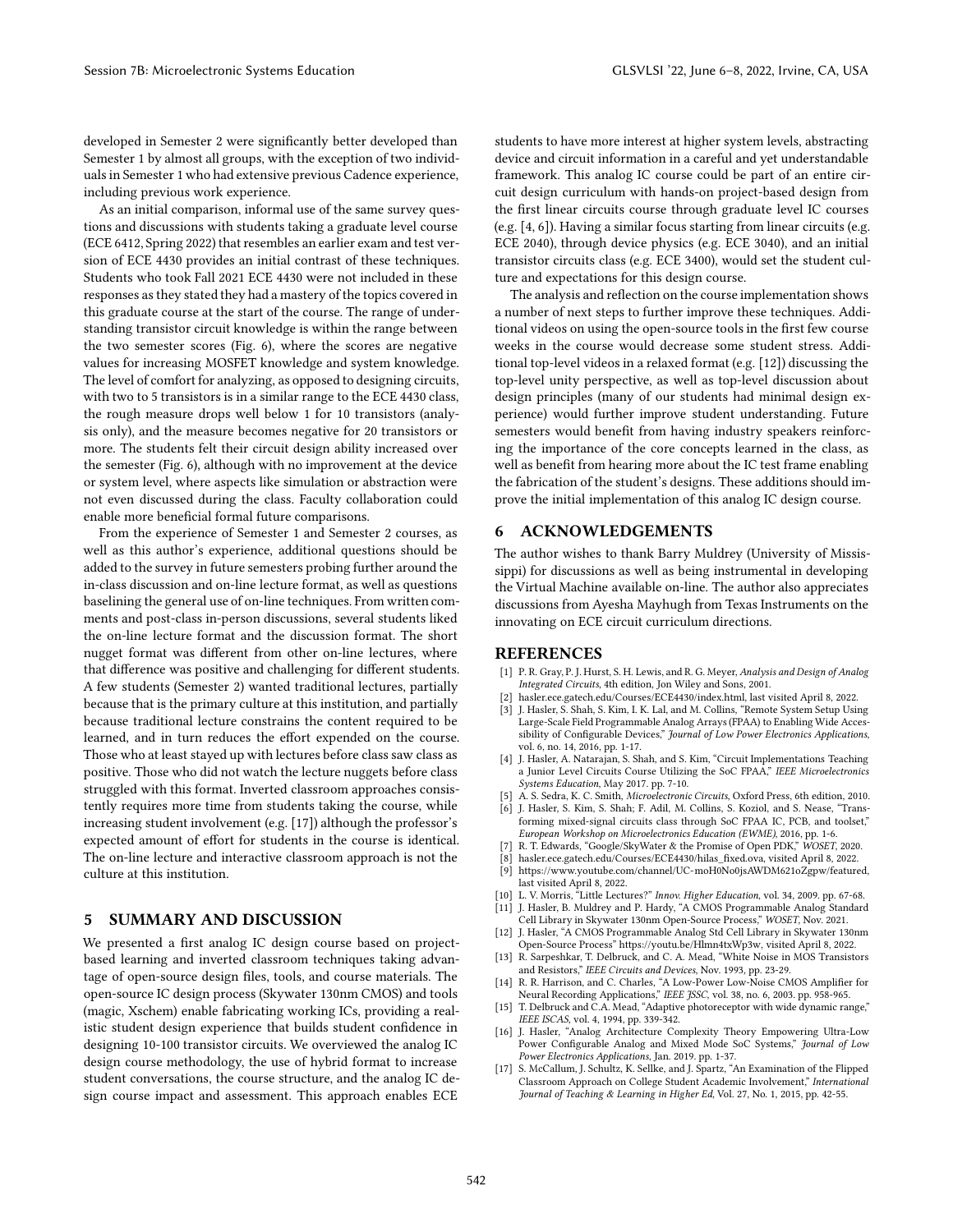developed in Semester 2 were significantly better developed than Semester 1 by almost all groups, with the exception of two individuals in Semester 1 who had extensive previous Cadence experience, including previous work experience.

As an initial comparison, informal use of the same survey questions and discussions with students taking a graduate level course (ECE 6412, Spring 2022) that resembles an earlier exam and test version of ECE 4430 provides an initial contrast of these techniques. Students who took Fall 2021 ECE 4430 were not included in these responses as they stated they had a mastery of the topics covered in this graduate course at the start of the course. The range of understanding transistor circuit knowledge is within the range between the two semester scores (Fig. 6), where the scores are negative values for increasing MOSFET knowledge and system knowledge. The level of comfort for analyzing, as opposed to designing circuits, with two to 5 transistors is in a similar range to the ECE 4430 class, the rough measure drops well below 1 for 10 transistors (analysis only), and the measure becomes negative for 20 transistors or more. The students felt their circuit design ability increased over the semester (Fig. 6), although with no improvement at the device or system level, where aspects like simulation or abstraction were not even discussed during the class. Faculty collaboration could enable more beneficial formal future comparisons.

From the experience of Semester 1 and Semester 2 courses, as well as this author's experience, additional questions should be added to the survey in future semesters probing further around the in-class discussion and on-line lecture format, as well as questions baselining the general use of on-line techniques. From written comments and post-class in-person discussions, several students liked the on-line lecture format and the discussion format. The short nugget format was different from other on-line lectures, where that difference was positive and challenging for different students. A few students (Semester 2) wanted traditional lectures, partially because that is the primary culture at this institution, and partially because traditional lecture constrains the content required to be learned, and in turn reduces the effort expended on the course. Those who at least stayed up with lectures before class saw class as positive. Those who did not watch the lecture nuggets before class struggled with this format. Inverted classroom approaches consistently requires more time from students taking the course, while increasing student involvement (e.g. [17]) although the professor's expected amount of effort for students in the course is identical. The on-line lecture and interactive classroom approach is not the culture at this institution.

## 5 SUMMARY AND DISCUSSION

We presented a first analog IC design course based on project-based learning and inverted classroom techniques taking advantage of open-source design files, tools, and course materials. The open-source IC design process (Skywater 130nm CMOS) and tools (magic, Xschem) enable fabricating working ICs, providing a realistic student design experience that builds student confidence in designing 10-100 transistor circuits. We overviewed the analog IC design course methodology, the use of hybrid format to increase student conversations, the course structure, and the analog IC design course impact and assessment. This approach enables ECE students to have more interest at higher system levels, abstracting device and circuit information in a careful and yet understandable framework. This analog IC course could be part of an entire circuit design curriculum with hands-on project-based design from the first linear circuits course through graduate level IC courses (e.g. [4, 6]). Having a similar focus starting from linear circuits (e.g. ECE 2040), through device physics (e.g. ECE 3040), and an initial transistor circuits class (e.g. ECE 3400), would set the student culture and expectations for this design course.

The analysis and reflection on the course implementation shows a number of next steps to further improve these techniques. Additional videos on using the open-source tools in the first few course weeks in the course would decrease some student stress. Additional top-level videos in a relaxed format (e.g. [12]) discussing the top-level unity perspective, as well as top-level discussion about design principles (many of our students had minimal design experience) would further improve student understanding. Future semesters would benefit from having industry speakers reinforcing the importance of the core concepts learned in the class, as well as benefit from hearing more about the IC test frame enabling the fabrication of the student's designs. These additions should improve the initial implementation of this analog IC design course.

## 6 ACKNOWLEDGEMENTS

The author wishes to thank Barry Muldrey (University of Mississippi) for discussions as well as being instrumental in developing the Virtual Machine available on-line. The author also appreciates discussions from Ayesha Mayhugh from Texas Instruments on the innovating on ECE circuit curriculum directions.

## REFERENCES

- [1] P. R. Gray, P. J. Hurst, S. H. Lewis, and R. G. Meyer, *Analysis and Design of Analog Integrated Circuits*, 4th edition, Jon Wiley and Sons, 2001.
- [2] hasler.ece.gatech.edu/Courses/ECE4430/index.html, last visited April 8, 2022.
- [3] J. Hasler, S. Shah, S. Kim, I. K. Lal, and M. Collins, "Remote System Setup Using Large-Scale Field Programmable Analog Arrays (FPAA) to Enabling Wide Accessibility of Configurable Devices," *Journal of Low Power Electronics Applications*, vol. 6, no. 14, 2016, pp. 1-17.
- [4] J. Hasler, A. Natarajan, S. Shah, and S. Kim, "Circuit Implementations Teaching a Junior Level Circuits Course Utilizing the SoC FPAA," *IEEE Microelectronics Systems Education*, May 2017. pp. 7-10.
- [5] A. S. Sedra, K. C. Smith, *Microelectronic Circuits*, Oxford Press, 6th edition, 2010.
- [6] J. Hasler, S. Kim, S. Shah; F. Adil, M. Collins, S. Koziol, and S. Nease, "Transforming mixed-signal circuits class through SoC FPAA IC, PCB, and toolset," *European Workshop on Microelectronics Education (EWME)*, 2016, pp. 1-6.
- [7] R. T. Edwards, "Google/SkyWater & the Promise of Open PDK," *WOSET*, 2020.
- [8] hasler.ece.gatech.edu/Courses/ECE4430/hilas_fixed.ova, visited April 8, 2022.
- [9] https://www.youtube.com/channel/UC-moH0No0jsAWDM621oZgpw/featured, last visited April 8, 2022.
- [10] L. V. Morris, "Little Lectures?" *Innov. Higher Education*, vol. 34, 2009. pp. 67-68.
- [11] J. Hasler, B. Muldrey and P. Hardy, "A CMOS Programmable Analog Standard Cell Library in Skywater 130nm Open-Source Process," *WOSET*, Nov. 2021.
- [12] J. Hasler, "A CMOS Programmable Analog Std Cell Library in Skywater 130nm Open-Source Process" https://youtu.be/Hlmn4txWp3w, visited April 8, 2022.
- [13] R. Sarpeshkar, T. Delbruck, and C. A. Mead, "White Noise in MOS Transistors and Resistors," *IEEE Circuits and Devices*, Nov. 1993, pp. 23-29.
- [14] R. R. Harrison, and C. Charles, "A Low-Power Low-Noise CMOS Amplifier for Neural Recording Applications," *IEEE JSSC*, vol. 38, no. 6, 2003. pp. 958-965.
- [15] T. Delbruck and C.A. Mead, "Adaptive photoreceptor with wide dynamic range," *IEEE ISCAS*, vol. 4, 1994, pp. 339-342.
- [16] J. Hasler, "Analog Architecture Complexity Theory Empowering Ultra-Low Power Configurable Analog and Mixed Mode SoC Systems," *Journal of Low Power Electronics Applications*, Jan. 2019. pp. 1-37.
- [17] S. McCallum, J. Schultz, K. Sellke, and J. Spartz, "An Examination of the Flipped Classroom Approach on College Student Academic Involvement," *International Journal of Teaching & Learning in Higher Ed*, Vol. 27, No. 1, 2015, pp. 42-55.